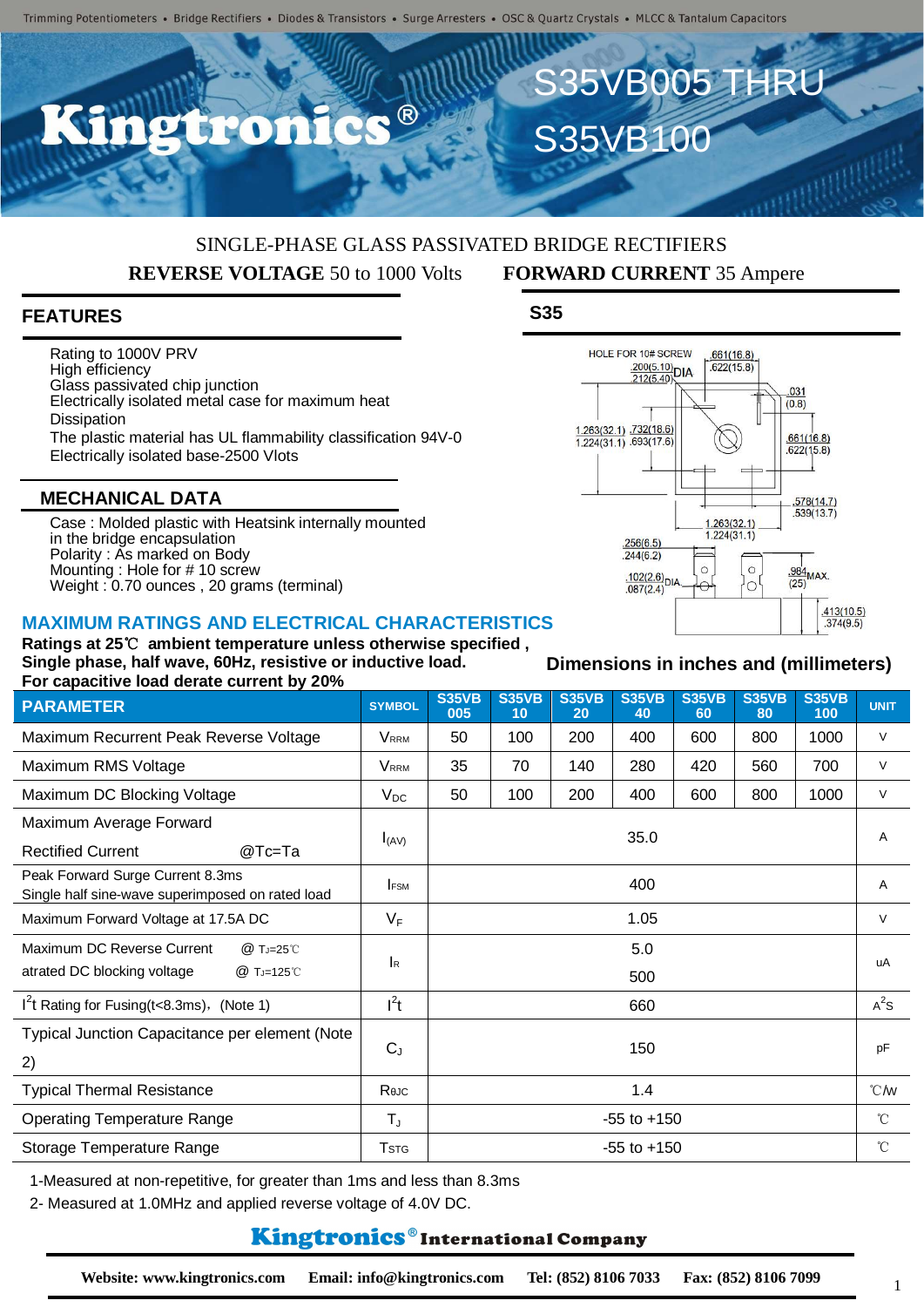Trimming Potentiometers • Bridge Rectifiers • Diodes & Transistors • Surge Arresters • OSC & Quartz Crystals • MLCC & Tantalum Capacitors

# Kingtronics®

# S35VB005 THRU S35VB100

SINGLE-PHASE GLASS PASSIVATED BRIDGE RECTIFIERS

**REVERSE VOLTAGE** 50 to 1000 Volts **FORWARD CURRENT** 35 Ampere

## FEATURES

- Rating to 1000V PRV
- High efficiency
- Glass passivated chip junction
- Electrically isolated metal case for maximum heat Dissipation
- The plastic material has UL flammability classification 94V-0
- Electrically isolated base-2500 Vlots

## MECHANICAL DATA

- Case : Molded plastic with Heatsink internally mounted in the bridge encapsulation
- Polarity : As marked on Body
- Mounting : Hole for # 10 screw
- Weight : 0.70 ounces , 20 grams (terminal)

## S35

HOLE FOR 10# SCREW .200(5.10) .212(5.40) DIA; .661(16.8) .622(15.8); .031 (0.8); 1.263(32.1) 1.224(31.1); .732(18.6) .693(17.6); .661(16.8) .622(15.8); .578(14.7) .539(13.7); 1.263(32.1) 1.224(31.1); .256(6.5) .244(6.2); .102(2.6) .087(2.4) DIA; .984 (25) MAX.; .413(10.5) .374(9.5)

**Dimensions in inches and (millimeters)**

## MAXIMUM RATINGS AND ELECTRICAL CHARACTERISTICS

**Ratings at 25℃ ambient temperature unless otherwise specified ,**
**Single phase, half wave, 60Hz, resistive or inductive load.**
**For capacitive load derate current by 20%**

| PARAMETER | SYMBOL | S35VB 005 | S35VB 10 | S35VB 20 | S35VB 40 | S35VB 60 | S35VB 80 | S35VB 100 | UNIT |
|---|---|---|---|---|---|---|---|---|---|
| Maximum Recurrent Peak Reverse Voltage | $V_{RRM}$ | 50 | 100 | 200 | 400 | 600 | 800 | 1000 | V |
| Maximum RMS Voltage | $V_{RRM}$ | 35 | 70 | 140 | 280 | 420 | 560 | 700 | V |
| Maximum DC Blocking Voltage | $V_{DC}$ | 50 | 100 | 200 | 400 | 600 | 800 | 1000 | V |
| Maximum Average Forward Rectified Current @Tc=Ta | $I_{(AV)}$ | 35.0 | | | | | | | A |
| Peak Forward Surge Current 8.3ms Single half sine-wave superimposed on rated load | $I_{FSM}$ | 400 | | | | | | | A |
| Maximum Forward Voltage at 17.5A DC | $V_F$ | 1.05 | | | | | | | V |
| Maximum DC Reverse Current @ $T_J$=25℃ atrated DC blocking voltage @ $T_J$=125℃ | $I_R$ | 5.0 / 500 | | | | | | | uA |
| $I^2t$ Rating for Fusing(t<8.3ms), (Note 1) | $I^2t$ | 660 | | | | | | | $A^2S$ |
| Typical Junction Capacitance per element (Note 2) | $C_J$ | 150 | | | | | | | pF |
| Typical Thermal Resistance | $R_{θJC}$ | 1.4 | | | | | | | ℃/W |
| Operating Temperature Range | $T_J$ | -55 to +150 | | | | | | | ℃ |
| Storage Temperature Range | $T_{STG}$ | -55 to +150 | | | | | | | ℃ |

1-Measured at non-repetitive, for greater than 1ms and less than 8.3ms

2- Measured at 1.0MHz and applied reverse voltage of 4.0V DC.

**Kingtronics® International Company**

**Website: www.kingtronics.com Email: info@kingtronics.com Tel: (852) 8106 7033 Fax: (852) 8106 7099**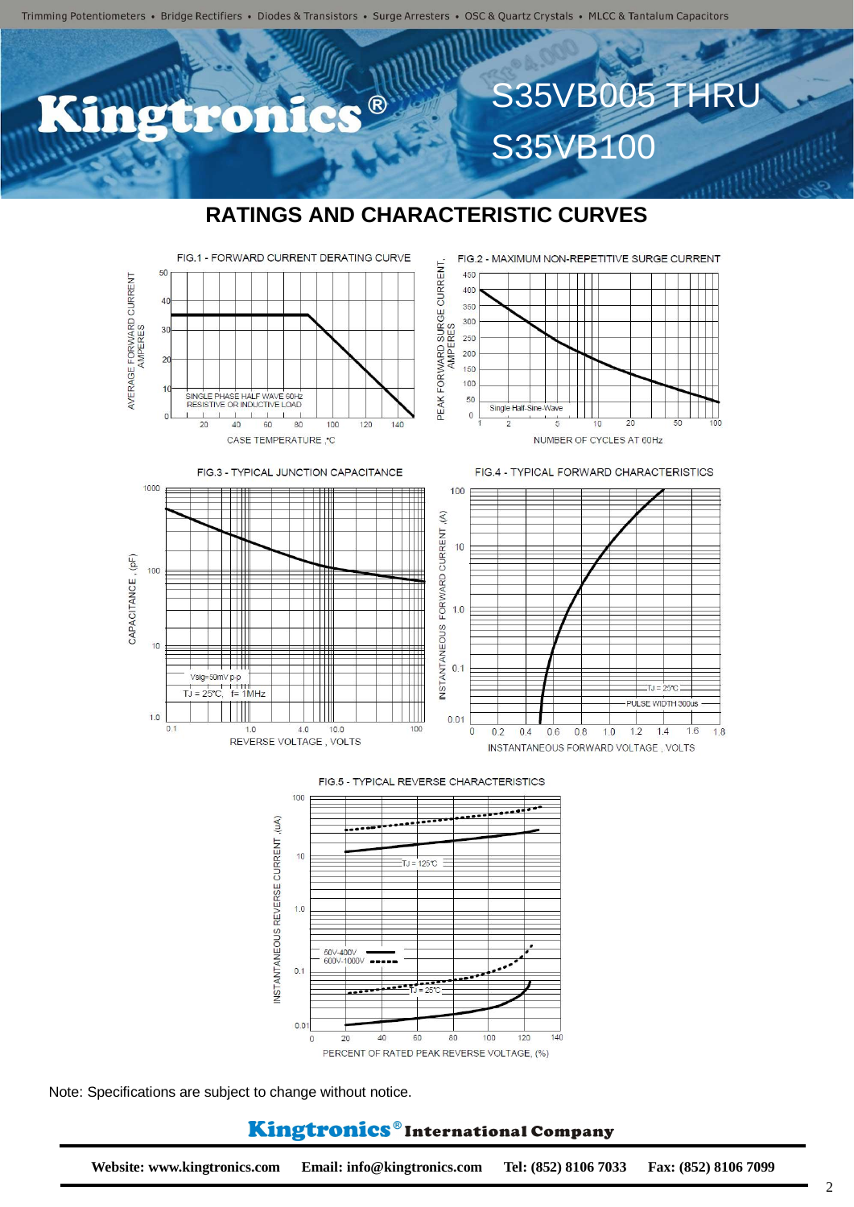# S35VB005 THRU S35VB100

## RATINGS AND CHARACTERISTIC CURVES

FIG.1 - FORWARD CURRENT DERATING CURVE

AVERAGE FORWARD CURRENT AMPERES

50
40
30
20
10
0

SINGLE PHASE HALF WAVE 60Hz
RESISTIVE OR INDUCTIVE LOAD

20 40 60 80 100 120 140

CASE TEMPERATURE ,℃

FIG.2 - MAXIMUM NON-REPETITIVE SURGE CURRENT

PEAK FORWARD SURGE CURRENT, AMPERES

450
400
350
300
250
200
150
100
50
0

Single Half-Sine-Wave

1 2 5 10 20 50 100

NUMBER OF CYCLES AT 60Hz

FIG.3 - TYPICAL JUNCTION CAPACITANCE

CAPACITANCE , (pF)

1000
100
10
1.0

Vsig=50mV p-p
TJ = 25℃, f= 1MHz

0.1 1.0 4.0 10.0 100

REVERSE VOLTAGE , VOLTS

FIG.4 - TYPICAL FORWARD CHARACTERISTICS

INSTANTANEOUS FORWARD CURRENT ,(A)

100
10
1.0
0.1
0.01

TJ = 25℃
PULSE WIDTH 300us

0 0.2 0.4 0.6 0.8 1.0 1.2 1.4 1.6 1.8

INSTANTANEOUS FORWARD VOLTAGE , VOLTS

FIG.5 - TYPICAL REVERSE CHARACTERISTICS

INSTANTANEOUS REVERSE CURRENT ,(uA)

100
10
1.0
0.1
0.01

TJ = 125℃

50V-400V
600V-1000V

TJ = 25℃

0 20 40 60 80 100 120 140

PERCENT OF RATED PEAK REVERSE VOLTAGE, (%)

Note: Specifications are subject to change without notice.

**Kingtronics® International Company**

**Website: www.kingtronics.com Email: info@kingtronics.com Tel: (852) 8106 7033 Fax: (852) 8106 7099**